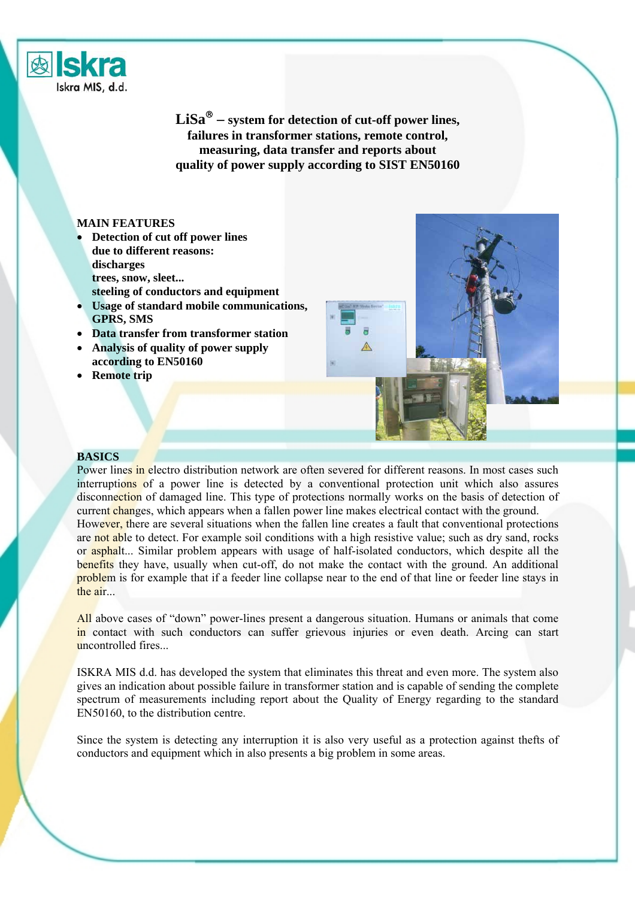Iskra

Iskra MIS, d.d.

# LiSa® – system for detection of cut-off power lines, failures in transformer stations, remote control, measuring, data transfer and reports about quality of power supply according to SIST EN50160

## MAIN FEATURES

- **Detection of cut off power lines due to different reasons:**
  **discharges**
  **trees, snow, sleet...**
  **steeling of conductors and equipment**
- **Usage of standard mobile communications, GPRS, SMS**
- **Data transfer from transformer station**
- **Analysis of quality of power supply according to EN50160**
- **Remote trip**

## BASICS

Power lines in electro distribution network are often severed for different reasons. In most cases such interruptions of a power line is detected by a conventional protection unit which also assures disconnection of damaged line. This type of protections normally works on the basis of detection of current changes, which appears when a fallen power line makes electrical contact with the ground. However, there are several situations when the fallen line creates a fault that conventional protections are not able to detect. For example soil conditions with a high resistive value; such as dry sand, rocks or asphalt... Similar problem appears with usage of half-isolated conductors, which despite all the benefits they have, usually when cut-off, do not make the contact with the ground. An additional problem is for example that if a feeder line collapse near to the end of that line or feeder line stays in the air...

All above cases of "down" power-lines present a dangerous situation. Humans or animals that come in contact with such conductors can suffer grievous injuries or even death. Arcing can start uncontrolled fires...

ISKRA MIS d.d. has developed the system that eliminates this threat and even more. The system also gives an indication about possible failure in transformer station and is capable of sending the complete spectrum of measurements including report about the Quality of Energy regarding to the standard EN50160, to the distribution centre.

Since the system is detecting any interruption it is also very useful as a protection against thefts of conductors and equipment which in also presents a big problem in some areas.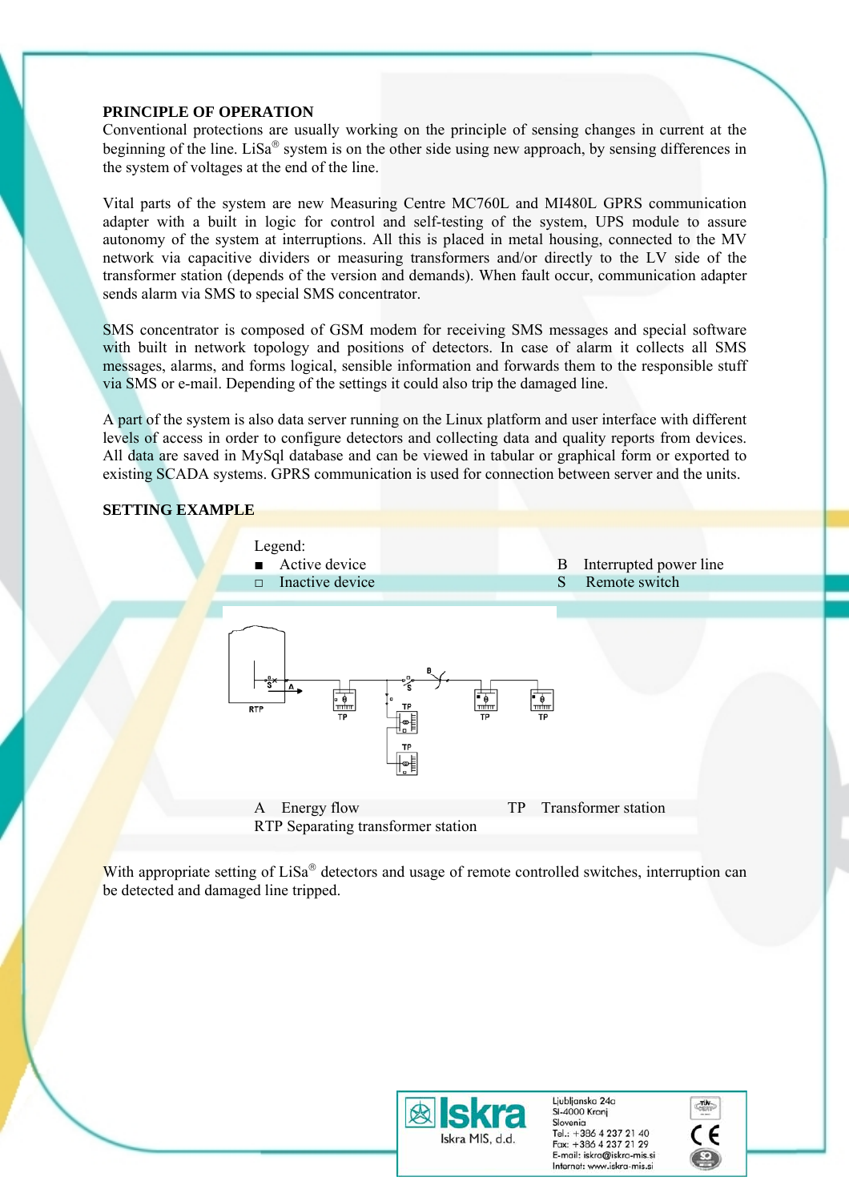## PRINCIPLE OF OPERATION

Conventional protections are usually working on the principle of sensing changes in current at the beginning of the line. LiSa® system is on the other side using new approach, by sensing differences in the system of voltages at the end of the line.

Vital parts of the system are new Measuring Centre MC760L and MI480L GPRS communication adapter with a built in logic for control and self-testing of the system, UPS module to assure autonomy of the system at interruptions. All this is placed in metal housing, connected to the MV network via capacitive dividers or measuring transformers and/or directly to the LV side of the transformer station (depends of the version and demands). When fault occur, communication adapter sends alarm via SMS to special SMS concentrator.

SMS concentrator is composed of GSM modem for receiving SMS messages and special software with built in network topology and positions of detectors. In case of alarm it collects all SMS messages, alarms, and forms logical, sensible information and forwards them to the responsible stuff via SMS or e-mail. Depending of the settings it could also trip the damaged line.

A part of the system is also data server running on the Linux platform and user interface with different levels of access in order to configure detectors and collecting data and quality reports from devices. All data are saved in MySql database and can be viewed in tabular or graphical form or exported to existing SCADA systems. GPRS communication is used for connection between server and the units.

## SETTING EXAMPLE

Legend:
■ Active device
□ Inactive device
B Interrupted power line
S Remote switch

RTP
S
A
TP
S
B
TP
TP
TP
TP
TP

A Energy flow
TP Transformer station
RTP Separating transformer station

With appropriate setting of LiSa® detectors and usage of remote controlled switches, interruption can be detected and damaged line tripped.

Iskra
Iskra MIS, d.d.
Ljubljanska 24a
SI-4000 Kranj
Slovenia
Tel.: +386 4 237 21 40
Fax: +386 4 237 21 29
E-mail: iskra@iskra-mis.si
Internet: www.iskra-mis.si